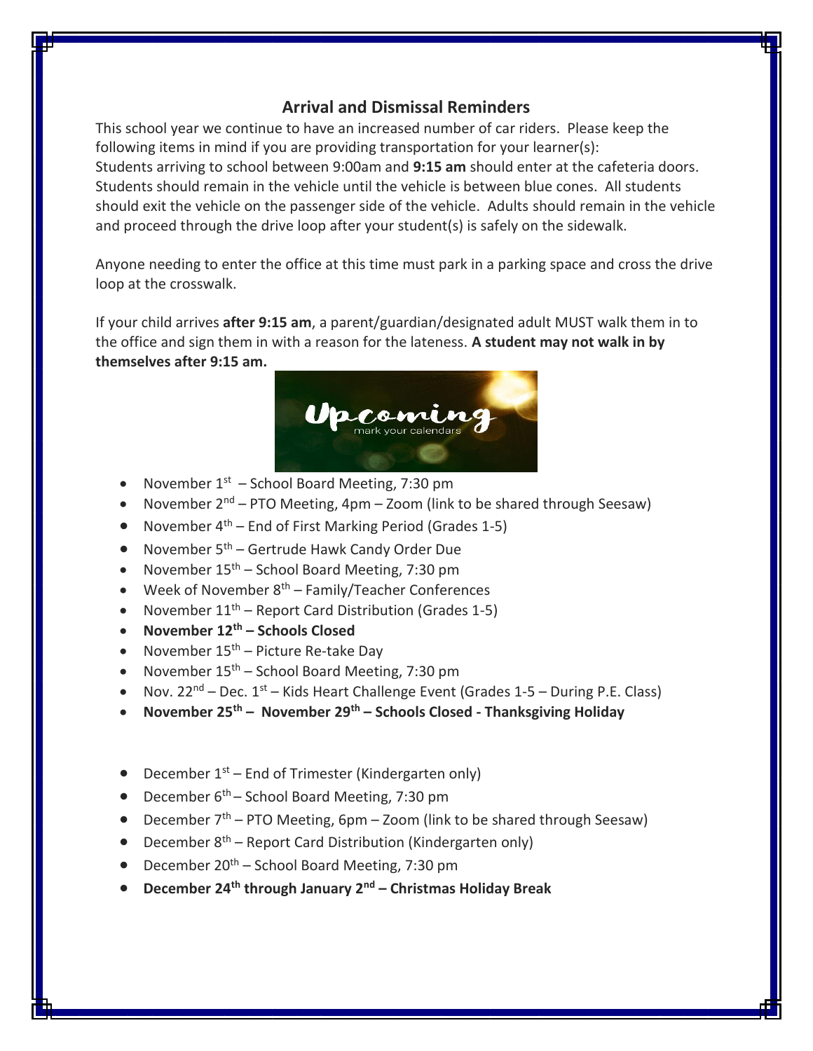## Arrival and Dismissal Reminders

This school year we continue to have an increased number of car riders. Please keep the following items in mind if you are providing transportation for your learner(s):
Students arriving to school between 9:00am and **9:15 am** should enter at the cafeteria doors. Students should remain in the vehicle until the vehicle is between blue cones. All students should exit the vehicle on the passenger side of the vehicle. Adults should remain in the vehicle and proceed through the drive loop after your student(s) is safely on the sidewalk.

Anyone needing to enter the office at this time must park in a parking space and cross the drive loop at the crosswalk.

If your child arrives **after 9:15 am**, a parent/guardian/designated adult MUST walk them in to the office and sign them in with a reason for the lateness. **A student may not walk in by themselves after 9:15 am.**

Upcoming
mark your calendars

- November 1st – School Board Meeting, 7:30 pm
- November 2nd – PTO Meeting, 4pm – Zoom (link to be shared through Seesaw)
- November 4th – End of First Marking Period (Grades 1-5)
- November 5th – Gertrude Hawk Candy Order Due
- November 15th – School Board Meeting, 7:30 pm
- Week of November 8th – Family/Teacher Conferences
- November 11th – Report Card Distribution (Grades 1-5)
- **November 12th – Schools Closed**
- November 15th – Picture Re-take Day
- November 15th – School Board Meeting, 7:30 pm
- Nov. 22nd – Dec. 1st – Kids Heart Challenge Event (Grades 1-5 – During P.E. Class)
- **November 25th – November 29th – Schools Closed - Thanksgiving Holiday**

- December 1st – End of Trimester (Kindergarten only)
- December 6th – School Board Meeting, 7:30 pm
- December 7th – PTO Meeting, 6pm – Zoom (link to be shared through Seesaw)
- December 8th – Report Card Distribution (Kindergarten only)
- December 20th – School Board Meeting, 7:30 pm
- **December 24th through January 2nd – Christmas Holiday Break**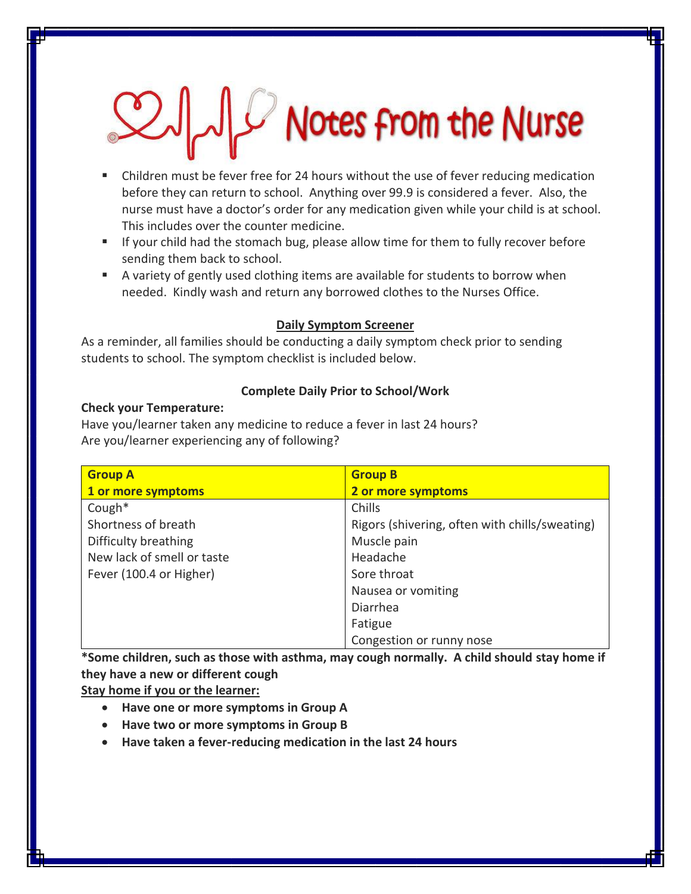# Notes from the Nurse

- Children must be fever free for 24 hours without the use of fever reducing medication before they can return to school. Anything over 99.9 is considered a fever. Also, the nurse must have a doctor's order for any medication given while your child is at school. This includes over the counter medicine.
- If your child had the stomach bug, please allow time for them to fully recover before sending them back to school.
- A variety of gently used clothing items are available for students to borrow when needed. Kindly wash and return any borrowed clothes to the Nurses Office.

## Daily Symptom Screener

As a reminder, all families should be conducting a daily symptom check prior to sending students to school. The symptom checklist is included below.

### Complete Daily Prior to School/Work

**Check your Temperature:**

Have you/learner taken any medicine to reduce a fever in last 24 hours?
Are you/learner experiencing any of following?

| Group A<br>1 or more symptoms | Group B<br>2 or more symptoms |
|---|---|
| Cough* | Chills |
| Shortness of breath | Rigors (shivering, often with chills/sweating) |
| Difficulty breathing | Muscle pain |
| New lack of smell or taste | Headache |
| Fever (100.4 or Higher) | Sore throat |
| | Nausea or vomiting |
| | Diarrhea |
| | Fatigue |
| | Congestion or runny nose |

**\*Some children, such as those with asthma, may cough normally. A child should stay home if they have a new or different cough**

**Stay home if you or the learner:**

- **Have one or more symptoms in Group A**
- **Have two or more symptoms in Group B**
- **Have taken a fever-reducing medication in the last 24 hours**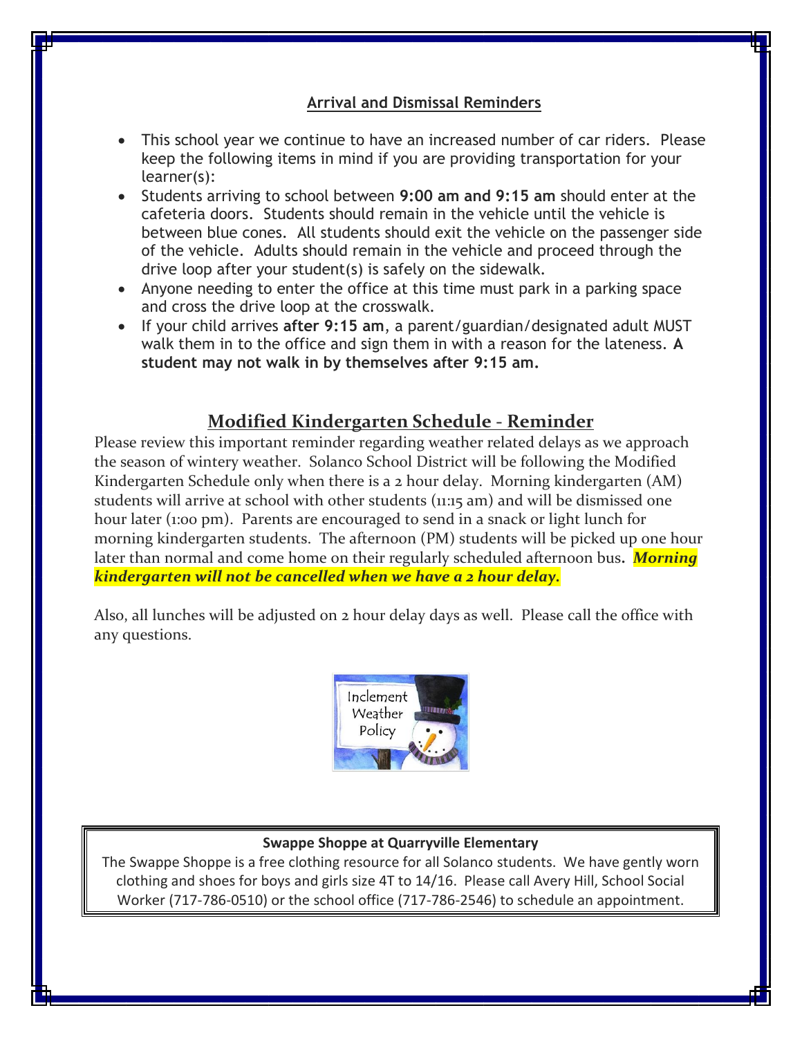## Arrival and Dismissal Reminders

- This school year we continue to have an increased number of car riders. Please keep the following items in mind if you are providing transportation for your learner(s):
- Students arriving to school between **9:00 am and 9:15 am** should enter at the cafeteria doors. Students should remain in the vehicle until the vehicle is between blue cones. All students should exit the vehicle on the passenger side of the vehicle. Adults should remain in the vehicle and proceed through the drive loop after your student(s) is safely on the sidewalk.
- Anyone needing to enter the office at this time must park in a parking space and cross the drive loop at the crosswalk.
- If your child arrives **after 9:15 am**, a parent/guardian/designated adult MUST walk them in to the office and sign them in with a reason for the lateness. **A student may not walk in by themselves after 9:15 am.**

## Modified Kindergarten Schedule - Reminder

Please review this important reminder regarding weather related delays as we approach the season of wintery weather. Solanco School District will be following the Modified Kindergarten Schedule only when there is a 2 hour delay. Morning kindergarten (AM) students will arrive at school with other students (11:15 am) and will be dismissed one hour later (1:00 pm). Parents are encouraged to send in a snack or light lunch for morning kindergarten students. The afternoon (PM) students will be picked up one hour later than normal and come home on their regularly scheduled afternoon bus. ***Morning kindergarten will not be cancelled when we have a 2 hour delay.***

Also, all lunches will be adjusted on 2 hour delay days as well. Please call the office with any questions.

**Swappe Shoppe at Quarryville Elementary**

The Swappe Shoppe is a free clothing resource for all Solanco students. We have gently worn clothing and shoes for boys and girls size 4T to 14/16. Please call Avery Hill, School Social Worker (717-786-0510) or the school office (717-786-2546) to schedule an appointment.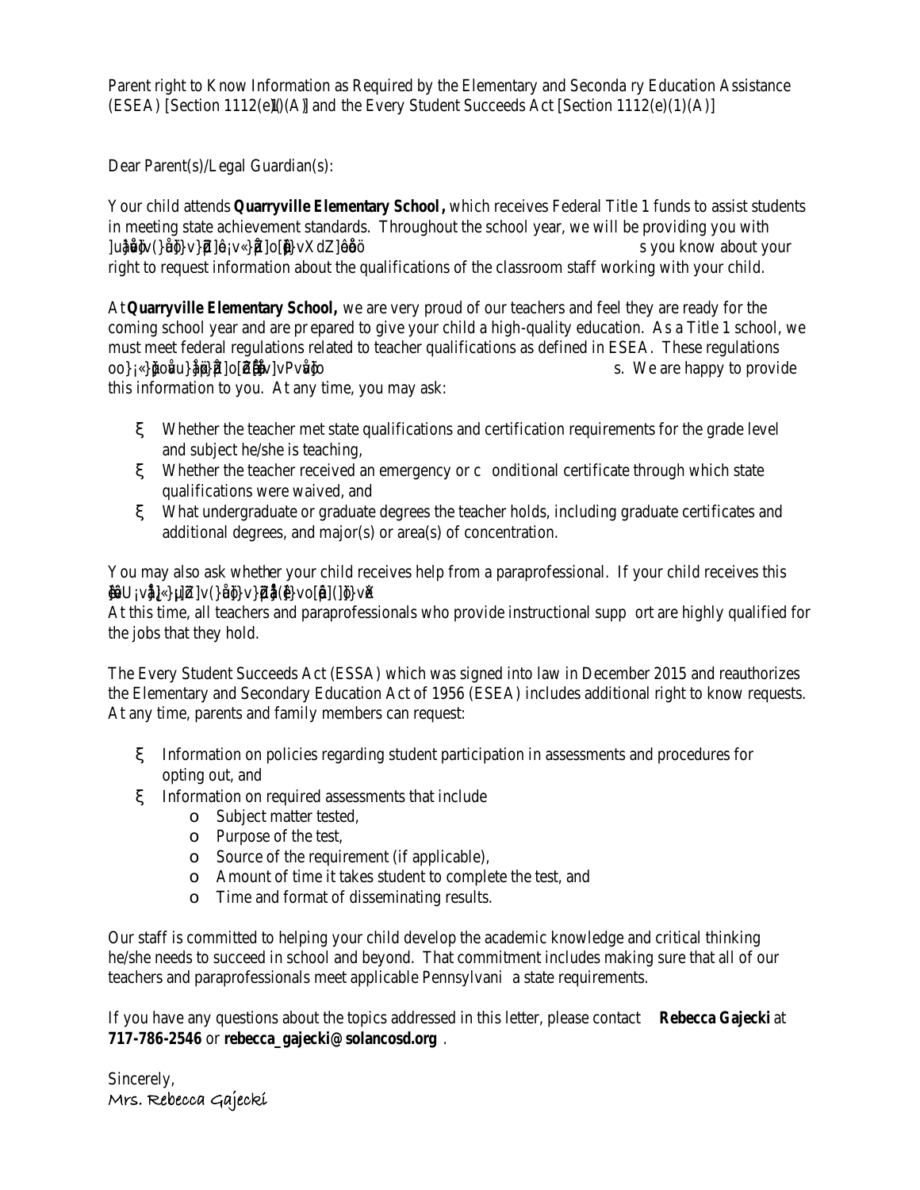Parent right to Know Information as Required by the Elementary and Seconda ry Education Assistance (ESEA) [Section 1112(e)(1)(A)] and the Every Student Succeeds Act [Section 1112(e)(1)(A)]

Dear Parent(s)/Legal Guardian(s):

Your child attends **Quarryville Elementary School,** which receives Federal Title 1 funds to assist students in meeting state achievement standards. Throughout the school year, we will be providing you with ]uâ}ŒšvšŸ}Œuš]}vŒ}µš Ç}µŒZ]o[•Z}}oX dZ]•ošš Œ s you know about your right to request information about the qualifications of the classroom staff working with your child.

At **Quarryville Elementary School,** we are very proud of our teachers and feel they are ready for the coming school year and are prepared to give your child a high-quality education. As a Title 1 school, we must meet federal regulations related to teacher qualifications as defined in ESEA. These regulations oo}Á Ç}µš}o ŒvŒš]v]vŸ}ŒuŸ}v}µš Ç}µŒZ]o[•šZŒ[•‹µo](]šŸ}v s. We are happy to provide this information to you. At any time, you may ask:

- Whether the teacher met state qualifications and certification requirements for the grade level and subject he/she is teaching,
- Whether the teacher received an emergency or c onditional certificate through which state qualifications were waived, and
- What undergraduate or graduate degrees the teacher holds, including graduate certificates and additional degrees, and major(s) or area(s) of concentration.

You may also ask whether your child receives help from a paraprofessional. If your child receives this •]•šv U Á Œv‰Œ}À] Ç}µ Á]šZ]v(}ŒuŸ}v}µššZ ‰Œ‰Œ}(•]}vo[•‹µo](]šŸ}v•X
At this time, all teachers and paraprofessionals who provide instructional supp ort are highly qualified for the jobs that they hold.

The Every Student Succeeds Act (ESSA) which was signed into law in December 2015 and reauthorizes the Elementary and Secondary Education Act of 1956 (ESEA) includes additional right to know requests. At any time, parents and family members can request:

- Information on policies regarding student participation in assessments and procedures for opting out, and
- Information on required assessments that include
    - Subject matter tested,
    - Purpose of the test,
    - Source of the requirement (if applicable),
    - Amount of time it takes student to complete the test, and
    - Time and format of disseminating results.

Our staff is committed to helping your child develop the academic knowledge and critical thinking he/she needs to succeed in school and beyond. That commitment includes making sure that all of our teachers and paraprofessionals meet applicable Pennsylvani a state requirements.

If you have any questions about the topics addressed in this letter, please contact **Rebecca Gajecki** at **717-786-2546** or **rebecca_gajecki@solancosd.org** .

Sincerely,
Mrs. Rebecca Gajecki